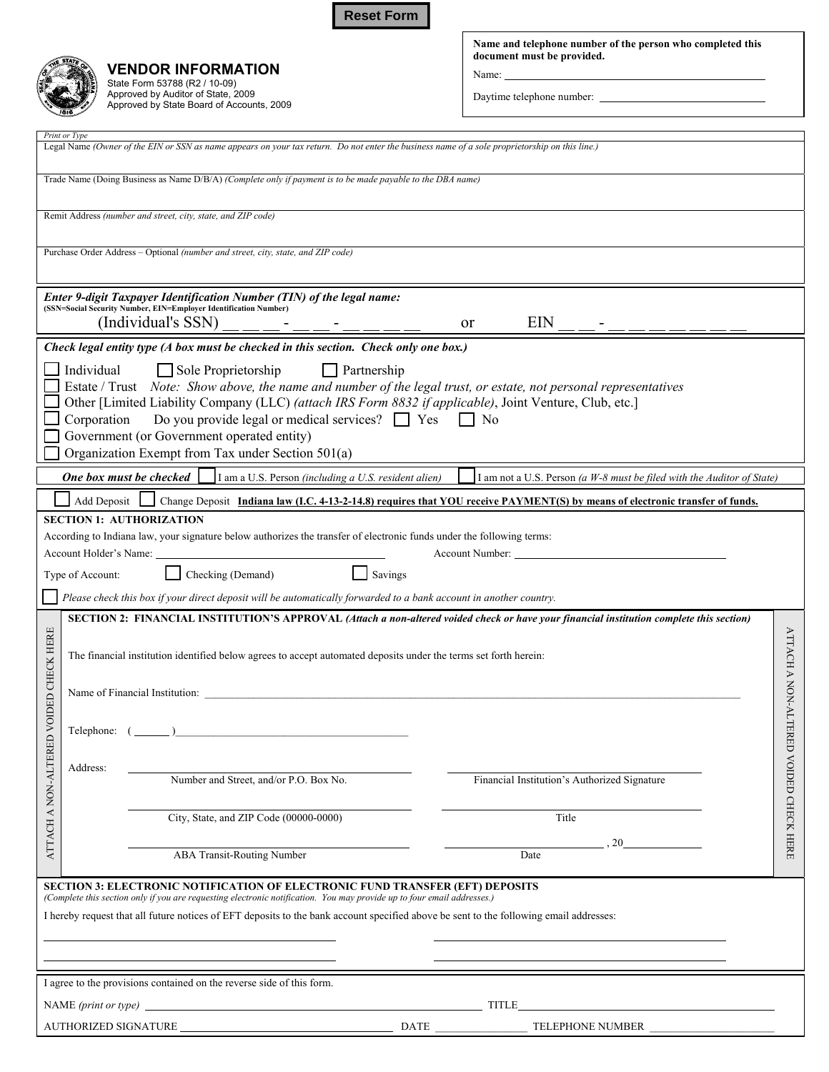Reset Form

# VENDOR INFORMATION

State Form 53788 (R2 / 10-09)
Approved by Auditor of State, 2009
Approved by State Board of Accounts, 2009

**Name and telephone number of the person who completed this document must be provided.**

Name: ______________________________

Daytime telephone number: ______________________________

*Print or Type*

Legal Name *(Owner of the EIN or SSN as name appears on your tax return. Do not enter the business name of a sole proprietorship on this line.)*

Trade Name (Doing Business as Name D/B/A) *(Complete only if payment is to be made payable to the DBA name)*

Remit Address *(number and street, city, state, and ZIP code)*

Purchase Order Address – Optional *(number and street, city, state, and ZIP code)*

***Enter 9-digit Taxpayer Identification Number (TIN) of the legal name:***
**(SSN=Social Security Number, EIN=Employer Identification Number)**

(Individual's SSN) __ __ __ - __ __ - __ __ __ __   or   EIN __ __ - __ __ __ __ __ __ __

***Check legal entity type (A box must be checked in this section. Check only one box.)***

- ☐ Individual ☐ Sole Proprietorship ☐ Partnership
- ☐ Estate / Trust *Note: Show above, the name and number of the legal trust, or estate, not personal representatives*
- ☐ Other [Limited Liability Company (LLC) *(attach IRS Form 8832 if applicable)*, Joint Venture, Club, etc.]
- ☐ Corporation Do you provide legal or medical services? ☐ Yes ☐ No
- ☐ Government (or Government operated entity)
- ☐ Organization Exempt from Tax under Section 501(a)

***One box must be checked*** ☐ I am a U.S. Person *(including a U.S. resident alien)* ☐ I am not a U.S. Person *(a W-8 must be filed with the Auditor of State)*

☐ Add Deposit ☐ Change Deposit **Indiana law (I.C. 4-13-2-14.8) requires that YOU receive PAYMENT(S) by means of electronic transfer of funds.**

**SECTION 1: AUTHORIZATION**

According to Indiana law, your signature below authorizes the transfer of electronic funds under the following terms:

Account Holder's Name: ______________________________ Account Number: ______________________________

Type of Account: ☐ Checking (Demand) ☐ Savings

☐ *Please check this box if your direct deposit will be automatically forwarded to a bank account in another country.*

**SECTION 2: FINANCIAL INSTITUTION'S APPROVAL** ***(Attach a non-altered voided check or have your financial institution complete this section)***

ATTACH A NON-ALTERED VOIDED CHECK HERE

The financial institution identified below agrees to accept automated deposits under the terms set forth herein:

Name of Financial Institution: ______________________________

Telephone: ( ______ )______________________________

Address:

______________________________ Number and Street, and/or P.O. Box No.

______________________________ City, State, and ZIP Code (00000-0000)

______________________________ ABA Transit-Routing Number

______________________________ Financial Institution's Authorized Signature

______________________________ Title

______________________________ , 20______ Date

ATTACH A NON-ALTERED VOIDED CHECK HERE

**SECTION 3: ELECTRONIC NOTIFICATION OF ELECTRONIC FUND TRANSFER (EFT) DEPOSITS**
*(Complete this section only if you are requesting electronic notification. You may provide up to four email addresses.)*

I hereby request that all future notices of EFT deposits to the bank account specified above be sent to the following email addresses:

______________________________ ______________________________

______________________________ ______________________________

I agree to the provisions contained on the reverse side of this form.

NAME *(print or type)* ______________________________ TITLE ______________________________

AUTHORIZED SIGNATURE ______________________________ DATE ______________ TELEPHONE NUMBER ______________________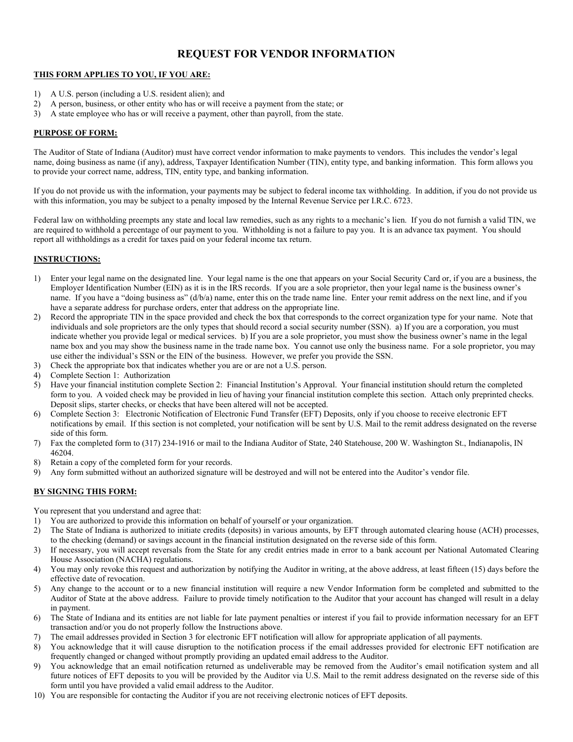# REQUEST FOR VENDOR INFORMATION

**THIS FORM APPLIES TO YOU, IF YOU ARE:**

1) A U.S. person (including a U.S. resident alien); and
2) A person, business, or other entity who has or will receive a payment from the state; or
3) A state employee who has or will receive a payment, other than payroll, from the state.

**PURPOSE OF FORM:**

The Auditor of State of Indiana (Auditor) must have correct vendor information to make payments to vendors. This includes the vendor's legal name, doing business as name (if any), address, Taxpayer Identification Number (TIN), entity type, and banking information. This form allows you to provide your correct name, address, TIN, entity type, and banking information.

If you do not provide us with the information, your payments may be subject to federal income tax withholding. In addition, if you do not provide us with this information, you may be subject to a penalty imposed by the Internal Revenue Service per I.R.C. 6723.

Federal law on withholding preempts any state and local law remedies, such as any rights to a mechanic's lien. If you do not furnish a valid TIN, we are required to withhold a percentage of our payment to you. Withholding is not a failure to pay you. It is an advance tax payment. You should report all withholdings as a credit for taxes paid on your federal income tax return.

**INSTRUCTIONS:**

1) Enter your legal name on the designated line. Your legal name is the one that appears on your Social Security Card or, if you are a business, the Employer Identification Number (EIN) as it is in the IRS records. If you are a sole proprietor, then your legal name is the business owner's name. If you have a "doing business as" (d/b/a) name, enter this on the trade name line. Enter your remit address on the next line, and if you have a separate address for purchase orders, enter that address on the appropriate line.
2) Record the appropriate TIN in the space provided and check the box that corresponds to the correct organization type for your name. Note that individuals and sole proprietors are the only types that should record a social security number (SSN). a) If you are a corporation, you must indicate whether you provide legal or medical services. b) If you are a sole proprietor, you must show the business owner's name in the legal name box and you may show the business name in the trade name box. You cannot use only the business name. For a sole proprietor, you may use either the individual's SSN or the EIN of the business. However, we prefer you provide the SSN.
3) Check the appropriate box that indicates whether you are or are not a U.S. person.
4) Complete Section 1: Authorization
5) Have your financial institution complete Section 2: Financial Institution's Approval. Your financial institution should return the completed form to you. A voided check may be provided in lieu of having your financial institution complete this section. Attach only preprinted checks. Deposit slips, starter checks, or checks that have been altered will not be accepted.
6) Complete Section 3: Electronic Notification of Electronic Fund Transfer (EFT) Deposits, only if you choose to receive electronic EFT notifications by email. If this section is not completed, your notification will be sent by U.S. Mail to the remit address designated on the reverse side of this form.
7) Fax the completed form to (317) 234-1916 or mail to the Indiana Auditor of State, 240 Statehouse, 200 W. Washington St., Indianapolis, IN 46204.
8) Retain a copy of the completed form for your records.
9) Any form submitted without an authorized signature will be destroyed and will not be entered into the Auditor's vendor file.

**BY SIGNING THIS FORM:**

You represent that you understand and agree that:

1) You are authorized to provide this information on behalf of yourself or your organization.
2) The State of Indiana is authorized to initiate credits (deposits) in various amounts, by EFT through automated clearing house (ACH) processes, to the checking (demand) or savings account in the financial institution designated on the reverse side of this form.
3) If necessary, you will accept reversals from the State for any credit entries made in error to a bank account per National Automated Clearing House Association (NACHA) regulations.
4) You may only revoke this request and authorization by notifying the Auditor in writing, at the above address, at least fifteen (15) days before the effective date of revocation.
5) Any change to the account or to a new financial institution will require a new Vendor Information form be completed and submitted to the Auditor of State at the above address. Failure to provide timely notification to the Auditor that your account has changed will result in a delay in payment.
6) The State of Indiana and its entities are not liable for late payment penalties or interest if you fail to provide information necessary for an EFT transaction and/or you do not properly follow the Instructions above.
7) The email addresses provided in Section 3 for electronic EFT notification will allow for appropriate application of all payments.
8) You acknowledge that it will cause disruption to the notification process if the email addresses provided for electronic EFT notification are frequently changed or changed without promptly providing an updated email address to the Auditor.
9) You acknowledge that an email notification returned as undeliverable may be removed from the Auditor's email notification system and all future notices of EFT deposits to you will be provided by the Auditor via U.S. Mail to the remit address designated on the reverse side of this form until you have provided a valid email address to the Auditor.
10) You are responsible for contacting the Auditor if you are not receiving electronic notices of EFT deposits.